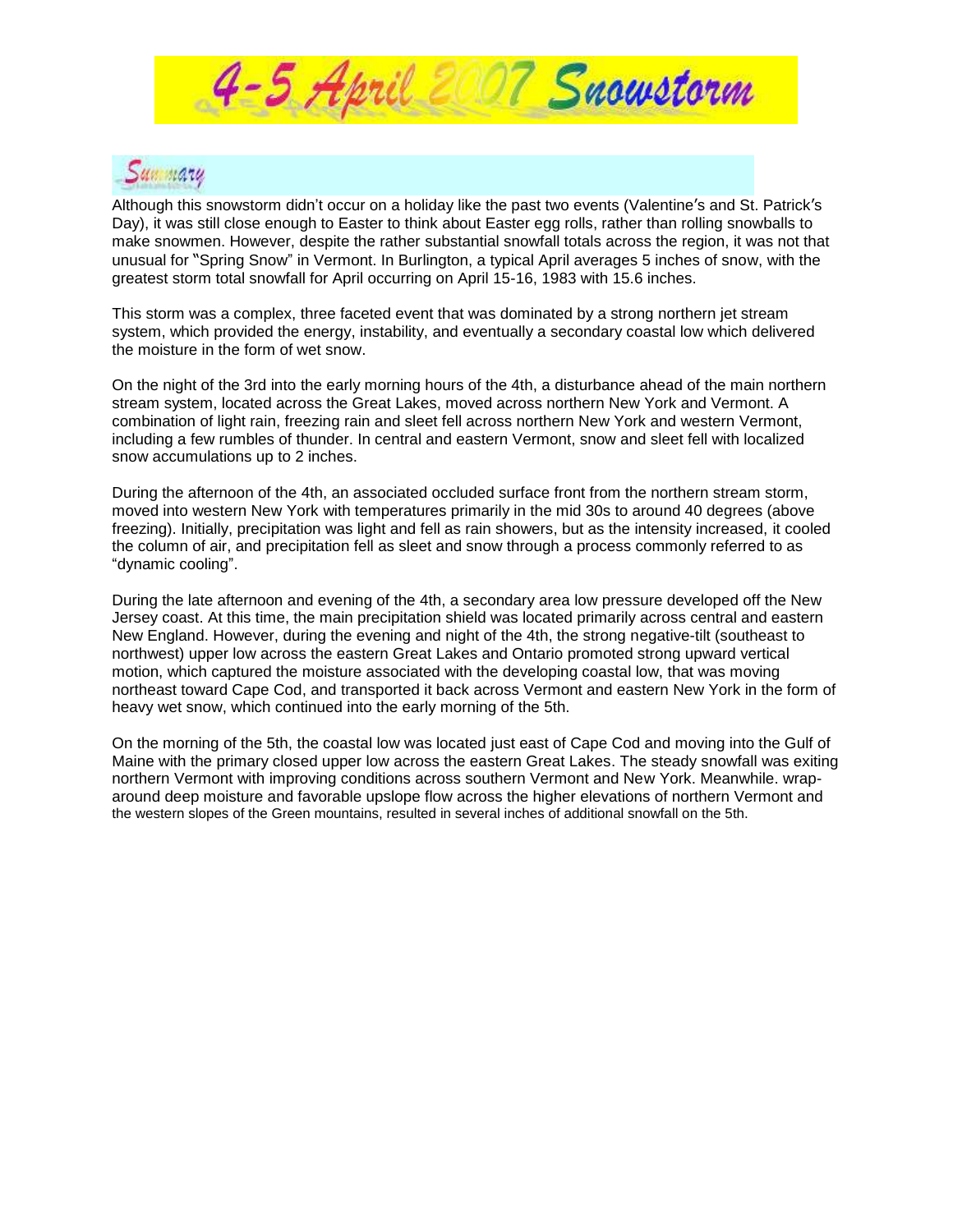# 4-5 April 2007 Snowstorm

## Summary

Although this snowstorm didn't occur on a holiday like the past two events (Valentine's and St. Patrick's Day), it was still close enough to Easter to think about Easter egg rolls, rather than rolling snowballs to make snowmen. However, despite the rather substantial snowfall totals across the region, it was not that unusual for "Spring Snow" in Vermont. In Burlington, a typical April averages 5 inches of snow, with the greatest storm total snowfall for April occurring on April 15-16, 1983 with 15.6 inches.

This storm was a complex, three faceted event that was dominated by a strong northern jet stream system, which provided the energy, instability, and eventually a secondary coastal low which delivered the moisture in the form of wet snow.

On the night of the 3rd into the early morning hours of the 4th, a disturbance ahead of the main northern stream system, located across the Great Lakes, moved across northern New York and Vermont. A combination of light rain, freezing rain and sleet fell across northern New York and western Vermont, including a few rumbles of thunder. In central and eastern Vermont, snow and sleet fell with localized snow accumulations up to 2 inches.

During the afternoon of the 4th, an associated occluded surface front from the northern stream storm, moved into western New York with temperatures primarily in the mid 30s to around 40 degrees (above freezing). Initially, precipitation was light and fell as rain showers, but as the intensity increased, it cooled the column of air, and precipitation fell as sleet and snow through a process commonly referred to as "dynamic cooling".

During the late afternoon and evening of the 4th, a secondary area low pressure developed off the New Jersey coast. At this time, the main precipitation shield was located primarily across central and eastern New England. However, during the evening and night of the 4th, the strong negative-tilt (southeast to northwest) upper low across the eastern Great Lakes and Ontario promoted strong upward vertical motion, which captured the moisture associated with the developing coastal low, that was moving northeast toward Cape Cod, and transported it back across Vermont and eastern New York in the form of heavy wet snow, which continued into the early morning of the 5th.

On the morning of the 5th, the coastal low was located just east of Cape Cod and moving into the Gulf of Maine with the primary closed upper low across the eastern Great Lakes. The steady snowfall was exiting northern Vermont with improving conditions across southern Vermont and New York. Meanwhile. wrap-around deep moisture and favorable upslope flow across the higher elevations of northern Vermont and the western slopes of the Green mountains, resulted in several inches of additional snowfall on the 5th.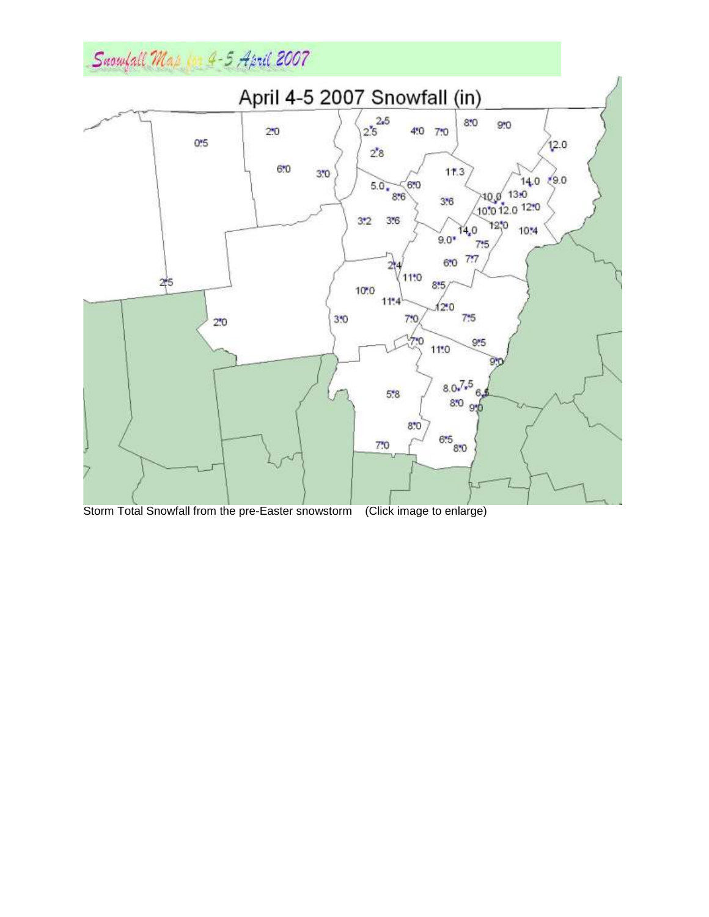Snowfall Map for 4-5 April 2007

Storm Total Snowfall from the pre-Easter snowstorm (Click image to enlarge)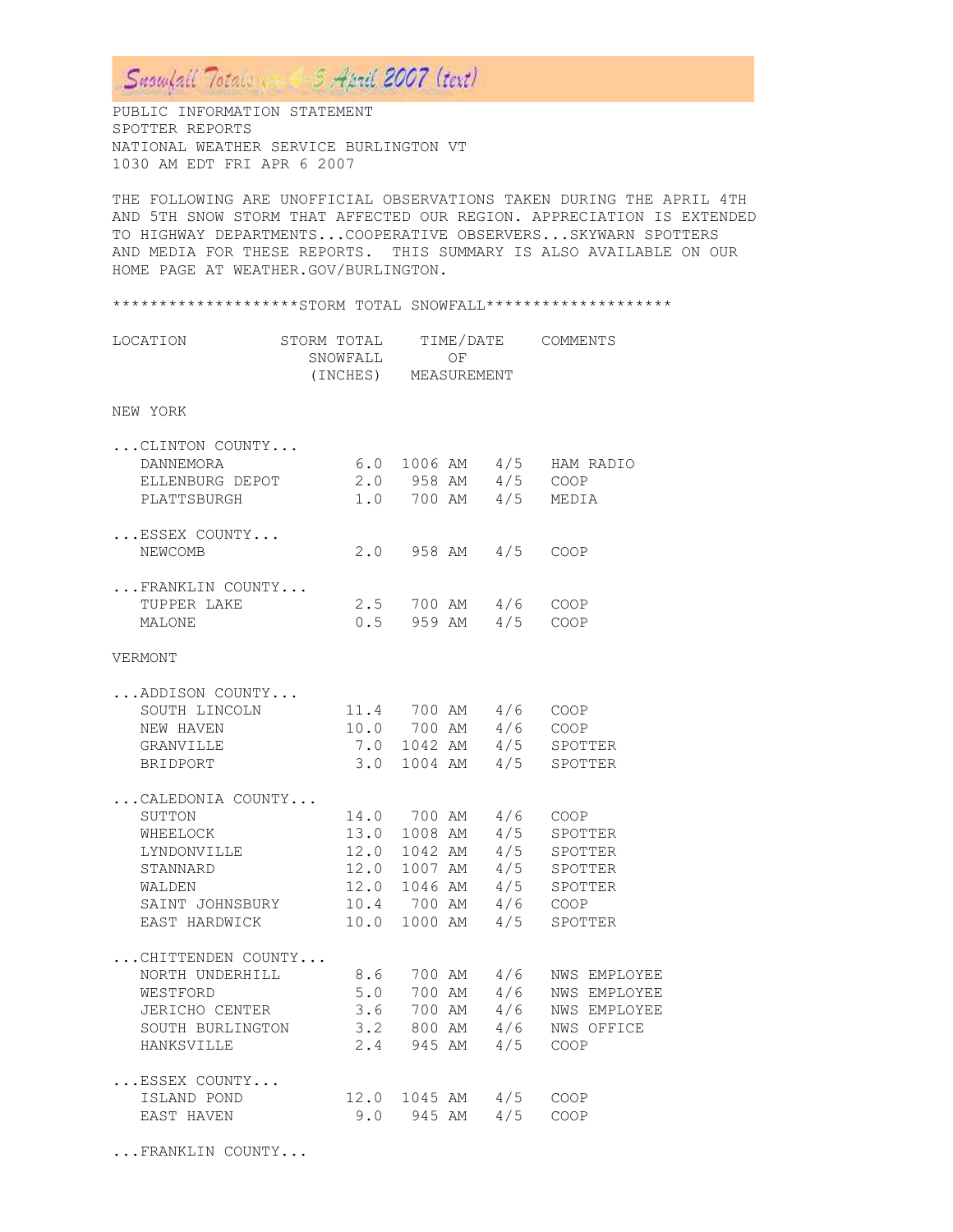# Snowfall Totals for 4-5 April 2007 (text)

PUBLIC INFORMATION STATEMENT
SPOTTER REPORTS
NATIONAL WEATHER SERVICE BURLINGTON VT
1030 AM EDT FRI APR 6 2007

THE FOLLOWING ARE UNOFFICIAL OBSERVATIONS TAKEN DURING THE APRIL 4TH AND 5TH SNOW STORM THAT AFFECTED OUR REGION. APPRECIATION IS EXTENDED TO HIGHWAY DEPARTMENTS...COOPERATIVE OBSERVERS...SKYWARN SPOTTERS AND MEDIA FOR THESE REPORTS.  THIS SUMMARY IS ALSO AVAILABLE ON OUR HOME PAGE AT WEATHER.GOV/BURLINGTON.

********************STORM TOTAL SNOWFALL********************

| LOCATION | STORM TOTAL SNOWFALL (INCHES) | TIME/DATE OF MEASUREMENT | | COMMENTS |
|---|---|---|---|---|
| **NEW YORK** | | | | |
| ...CLINTON COUNTY... | | | | |
| DANNEMORA | 6.0 | 1006 AM | 4/5 | HAM RADIO |
| ELLENBURG DEPOT | 2.0 | 958 AM | 4/5 | COOP |
| PLATTSBURGH | 1.0 | 700 AM | 4/5 | MEDIA |
| ...ESSEX COUNTY... | | | | |
| NEWCOMB | 2.0 | 958 AM | 4/5 | COOP |
| ...FRANKLIN COUNTY... | | | | |
| TUPPER LAKE | 2.5 | 700 AM | 4/6 | COOP |
| MALONE | 0.5 | 959 AM | 4/5 | COOP |
| **VERMONT** | | | | |
| ...ADDISON COUNTY... | | | | |
| SOUTH LINCOLN | 11.4 | 700 AM | 4/6 | COOP |
| NEW HAVEN | 10.0 | 700 AM | 4/6 | COOP |
| GRANVILLE | 7.0 | 1042 AM | 4/5 | SPOTTER |
| BRIDPORT | 3.0 | 1004 AM | 4/5 | SPOTTER |
| ...CALEDONIA COUNTY... | | | | |
| SUTTON | 14.0 | 700 AM | 4/6 | COOP |
| WHEELOCK | 13.0 | 1008 AM | 4/5 | SPOTTER |
| LYNDONVILLE | 12.0 | 1042 AM | 4/5 | SPOTTER |
| STANNARD | 12.0 | 1007 AM | 4/5 | SPOTTER |
| WALDEN | 12.0 | 1046 AM | 4/5 | SPOTTER |
| SAINT JOHNSBURY | 10.4 | 700 AM | 4/6 | COOP |
| EAST HARDWICK | 10.0 | 1000 AM | 4/5 | SPOTTER |
| ...CHITTENDEN COUNTY... | | | | |
| NORTH UNDERHILL | 8.6 | 700 AM | 4/6 | NWS EMPLOYEE |
| WESTFORD | 5.0 | 700 AM | 4/6 | NWS EMPLOYEE |
| JERICHO CENTER | 3.6 | 700 AM | 4/6 | NWS EMPLOYEE |
| SOUTH BURLINGTON | 3.2 | 800 AM | 4/6 | NWS OFFICE |
| HANKSVILLE | 2.4 | 945 AM | 4/5 | COOP |
| ...ESSEX COUNTY... | | | | |
| ISLAND POND | 12.0 | 1045 AM | 4/5 | COOP |
| EAST HAVEN | 9.0 | 945 AM | 4/5 | COOP |

...FRANKLIN COUNTY...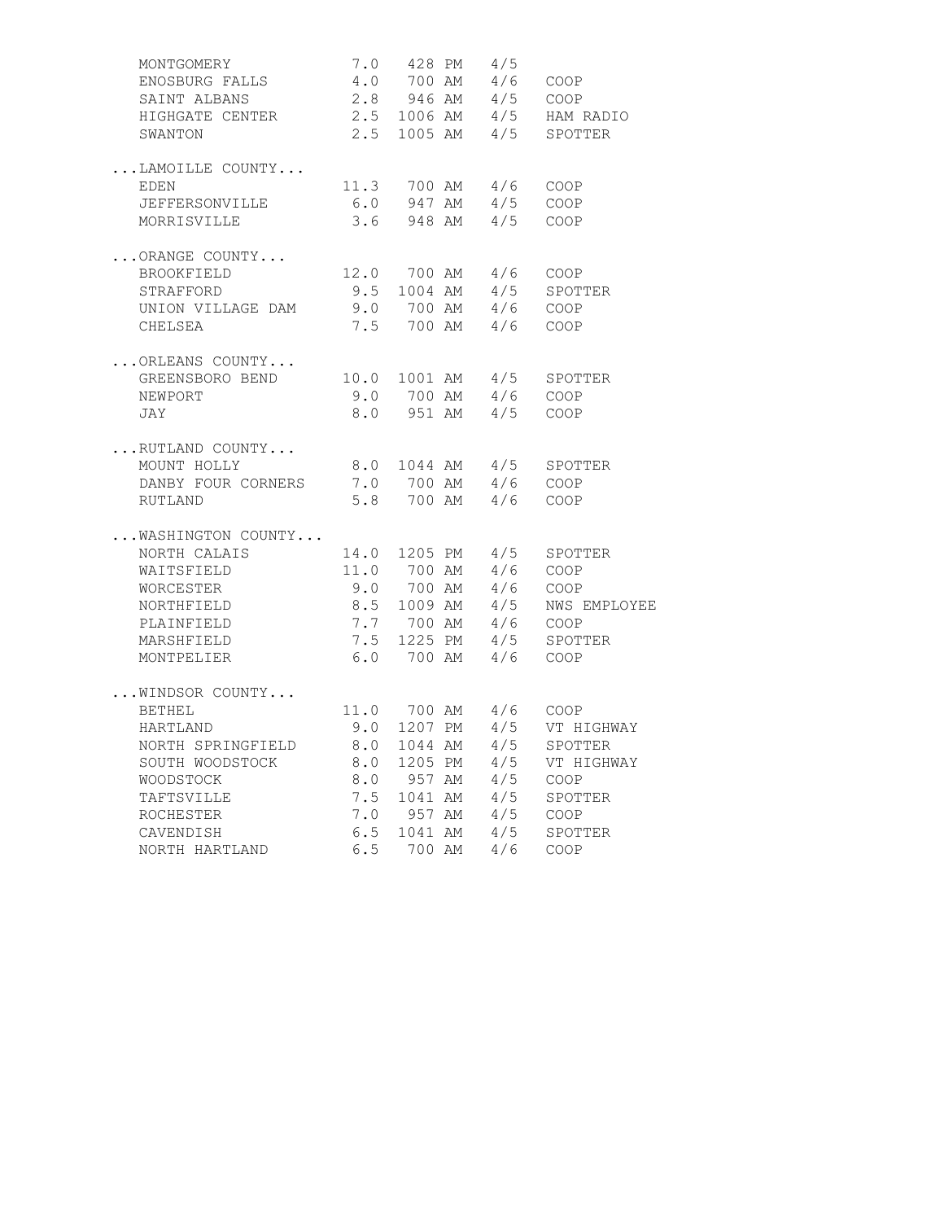```
   MONTGOMERY             7.0   428 PM   4/5
   ENOSBURG FALLS         4.0   700 AM   4/6   COOP
   SAINT ALBANS           2.8   946 AM   4/5   COOP
   HIGHGATE CENTER        2.5  1006 AM   4/5   HAM RADIO
   SWANTON                2.5  1005 AM   4/5   SPOTTER

...LAMOILLE COUNTY...
   EDEN                  11.3   700 AM   4/6   COOP
   JEFFERSONVILLE         6.0   947 AM   4/5   COOP
   MORRISVILLE            3.6   948 AM   4/5   COOP

...ORANGE COUNTY...
   BROOKFIELD            12.0   700 AM   4/6   COOP
   STRAFFORD              9.5  1004 AM   4/5   SPOTTER
   UNION VILLAGE DAM      9.0   700 AM   4/6   COOP
   CHELSEA                7.5   700 AM   4/6   COOP

...ORLEANS COUNTY...
   GREENSBORO BEND       10.0  1001 AM   4/5   SPOTTER
   NEWPORT                9.0   700 AM   4/6   COOP
   JAY                    8.0   951 AM   4/5   COOP

...RUTLAND COUNTY...
   MOUNT HOLLY            8.0  1044 AM   4/5   SPOTTER
   DANBY FOUR CORNERS     7.0   700 AM   4/6   COOP
   RUTLAND                5.8   700 AM   4/6   COOP

...WASHINGTON COUNTY...
   NORTH CALAIS          14.0  1205 PM   4/5   SPOTTER
   WAITSFIELD            11.0   700 AM   4/6   COOP
   WORCESTER              9.0   700 AM   4/6   COOP
   NORTHFIELD             8.5  1009 AM   4/5   NWS EMPLOYEE
   PLAINFIELD             7.7   700 AM   4/6   COOP
   MARSHFIELD             7.5  1225 PM   4/5   SPOTTER
   MONTPELIER             6.0   700 AM   4/6   COOP

...WINDSOR COUNTY...
   BETHEL                11.0   700 AM   4/6   COOP
   HARTLAND               9.0  1207 PM   4/5   VT HIGHWAY
   NORTH SPRINGFIELD      8.0  1044 AM   4/5   SPOTTER
   SOUTH WOODSTOCK        8.0  1205 PM   4/5   VT HIGHWAY
   WOODSTOCK              8.0   957 AM   4/5   COOP
   TAFTSVILLE             7.5  1041 AM   4/5   SPOTTER
   ROCHESTER              7.0   957 AM   4/5   COOP
   CAVENDISH              6.5  1041 AM   4/5   SPOTTER
   NORTH HARTLAND         6.5   700 AM   4/6   COOP
```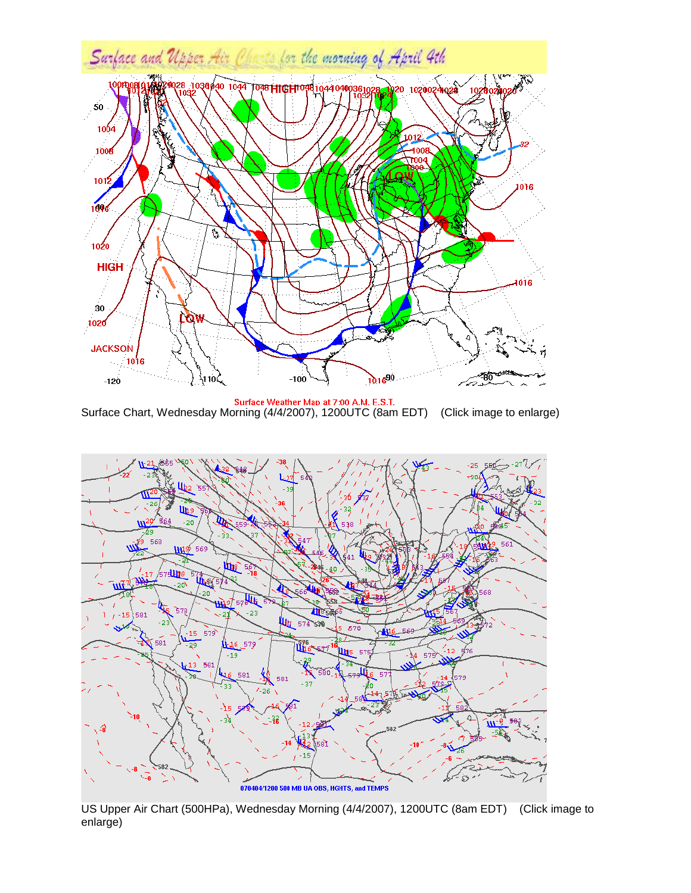Surface Chart, Wednesday Morning (4/4/2007), 1200UTC (8am EDT)    (Click image to enlarge)

US Upper Air Chart (500HPa), Wednesday Morning (4/4/2007), 1200UTC (8am EDT)    (Click image to enlarge)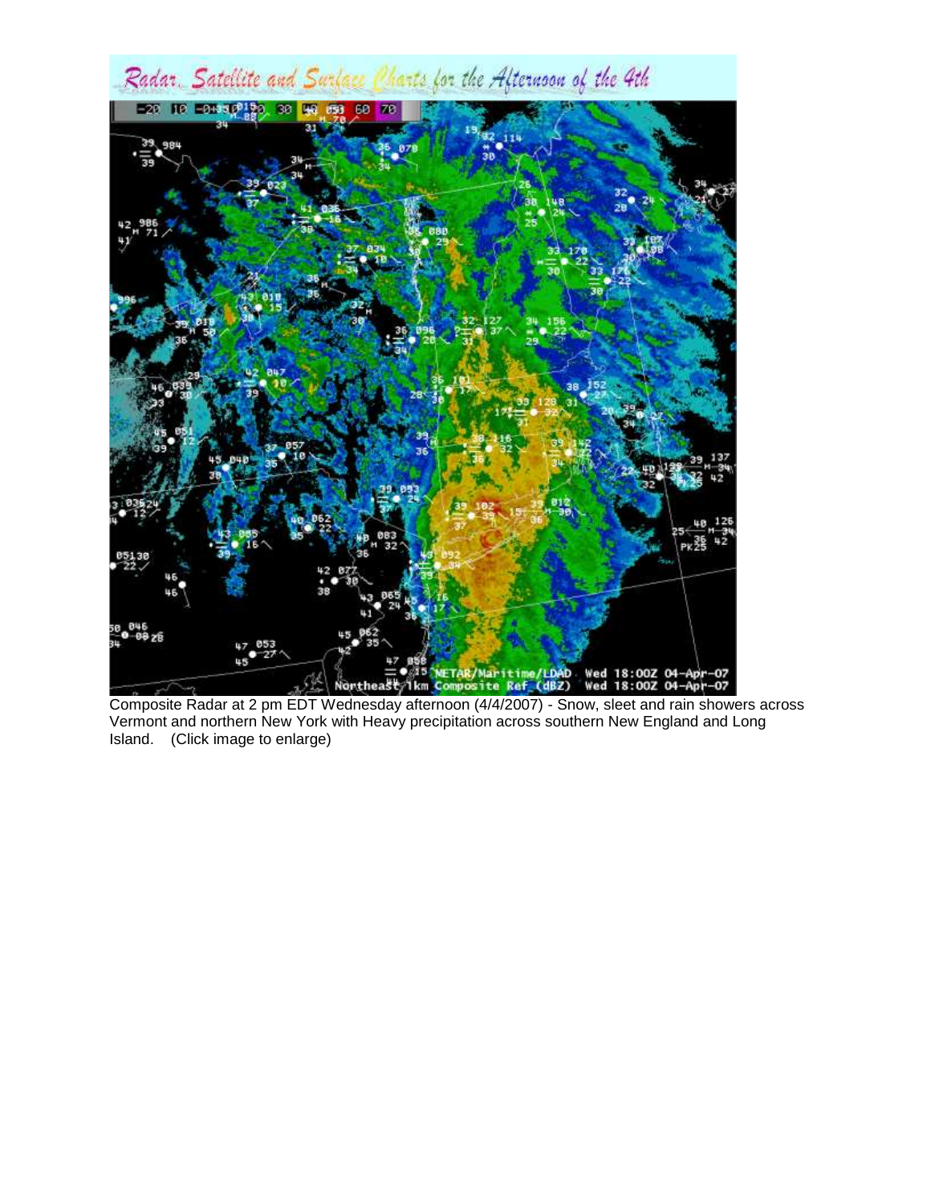Composite Radar at 2 pm EDT Wednesday afternoon (4/4/2007) - Snow, sleet and rain showers across Vermont and northern New York with Heavy precipitation across southern New England and Long Island.    (Click image to enlarge)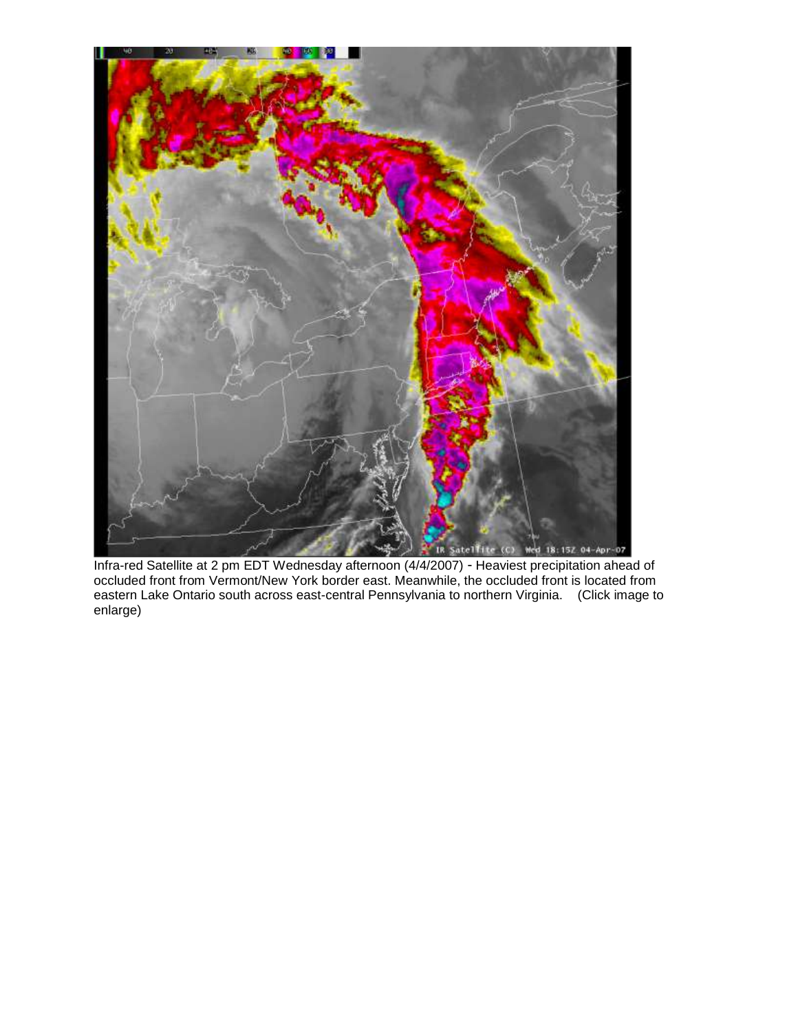Infra-red Satellite at 2 pm EDT Wednesday afternoon (4/4/2007) - Heaviest precipitation ahead of occluded front from Vermont/New York border east. Meanwhile, the occluded front is located from eastern Lake Ontario south across east-central Pennsylvania to northern Virginia. (Click image to enlarge)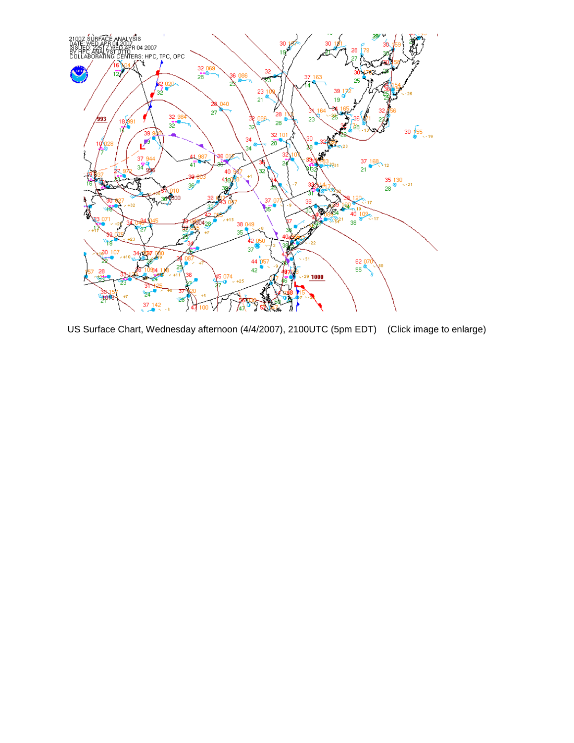US Surface Chart, Wednesday afternoon (4/4/2007), 2100UTC (5pm EDT)  (Click image to enlarge)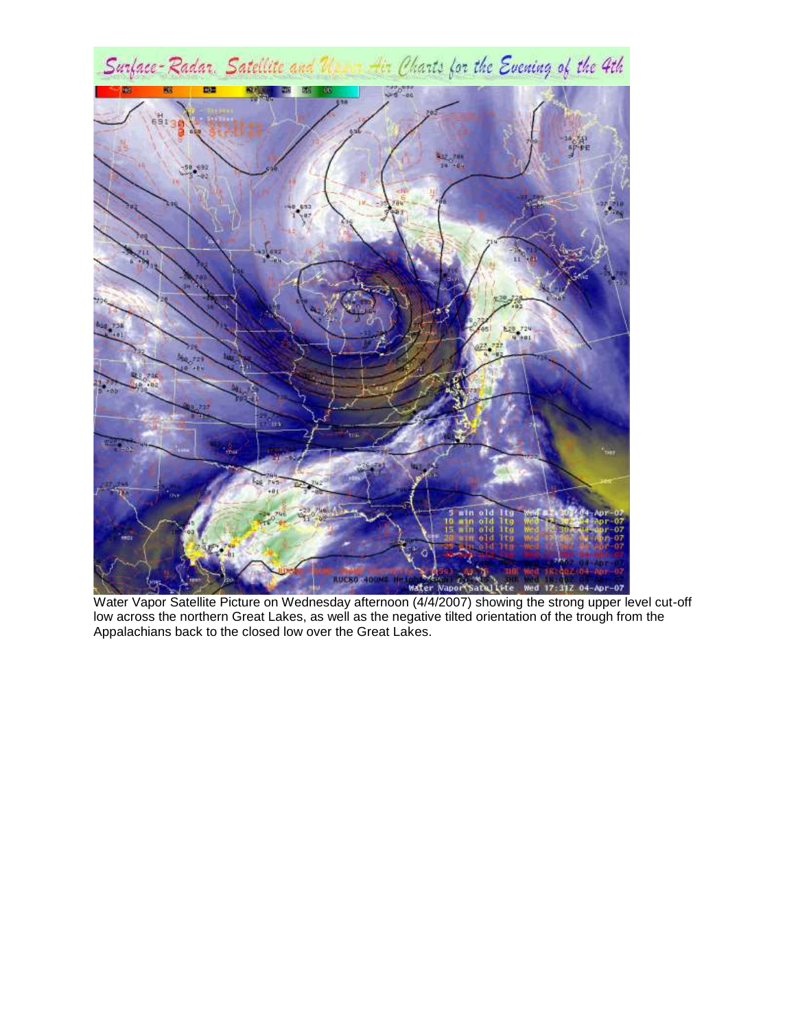Water Vapor Satellite Picture on Wednesday afternoon (4/4/2007) showing the strong upper level cut-off low across the northern Great Lakes, as well as the negative tilted orientation of the trough from the Appalachians back to the closed low over the Great Lakes.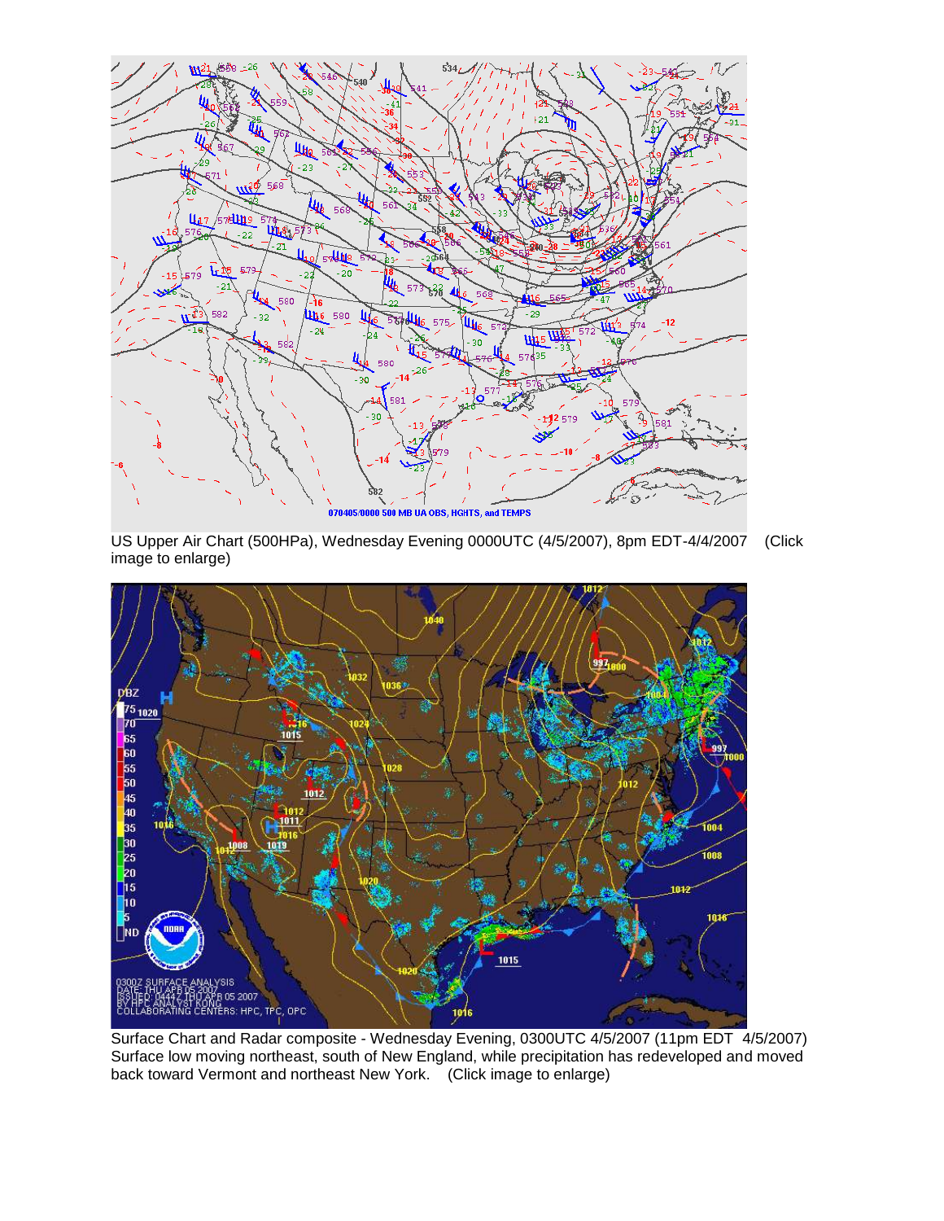US Upper Air Chart (500HPa), Wednesday Evening 0000UTC (4/5/2007), 8pm EDT-4/4/2007 (Click image to enlarge)

Surface Chart and Radar composite - Wednesday Evening, 0300UTC 4/5/2007 (11pm EDT 4/5/2007) Surface low moving northeast, south of New England, while precipitation has redeveloped and moved back toward Vermont and northeast New York. (Click image to enlarge)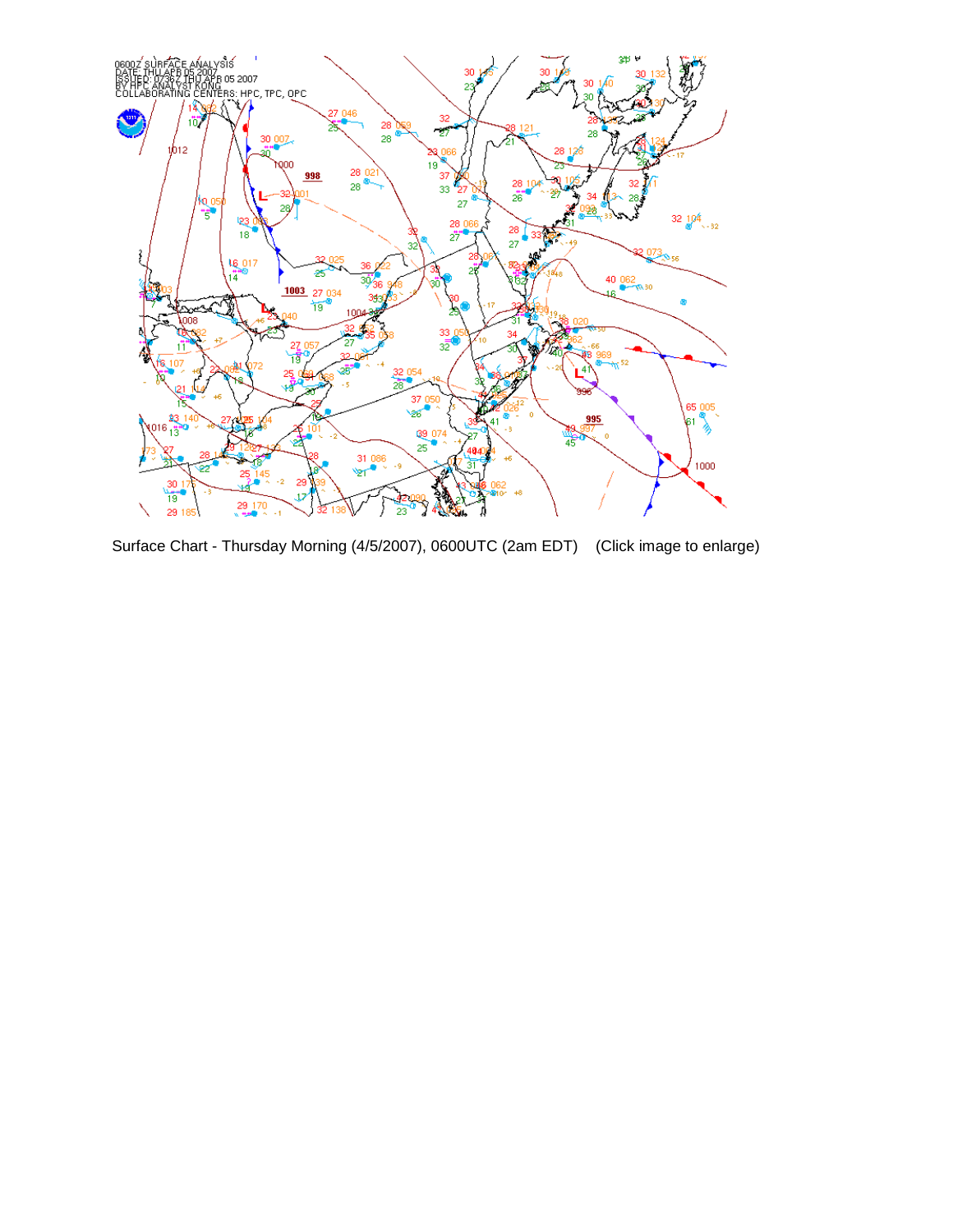Surface Chart - Thursday Morning (4/5/2007), 0600UTC (2am EDT)    (Click image to enlarge)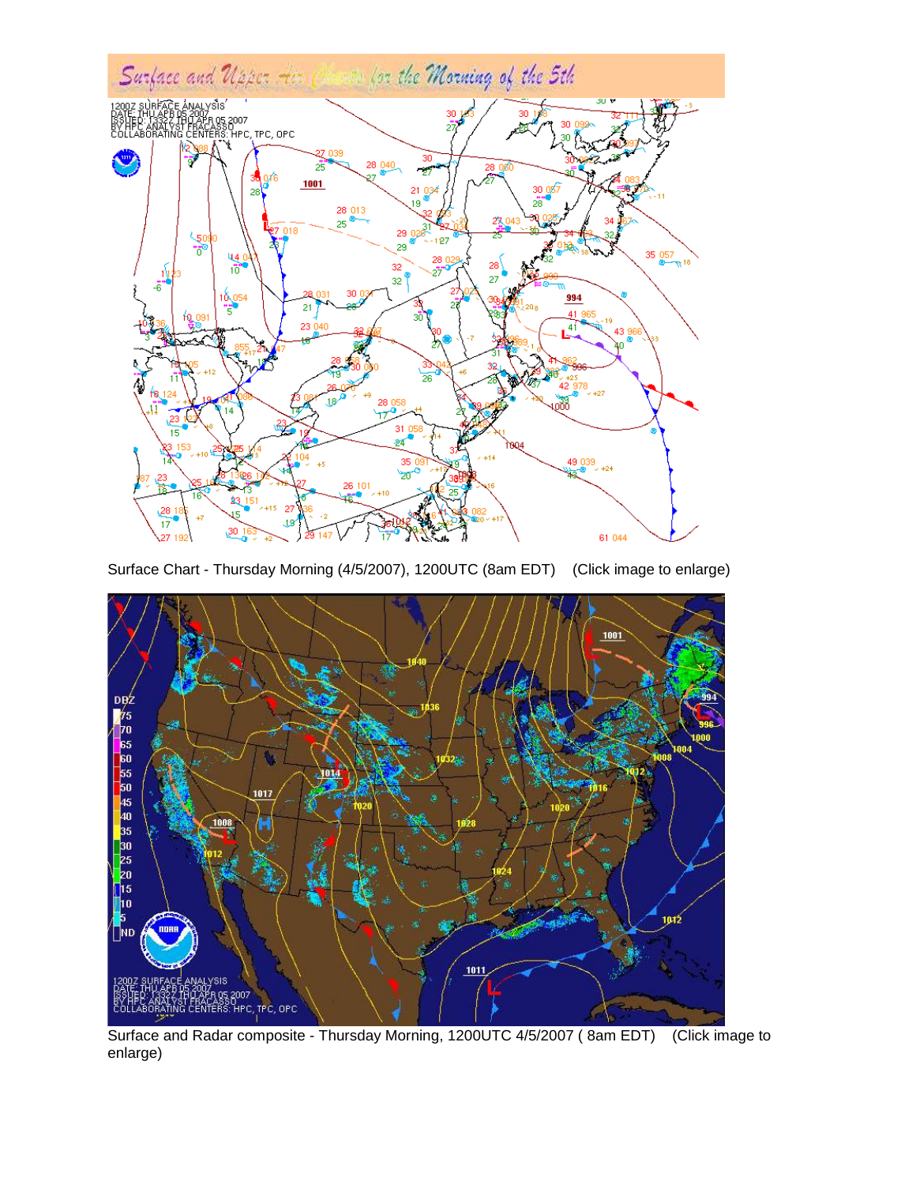Surface and Upper Air Charts for the Morning of the 5th

Surface Chart - Thursday Morning (4/5/2007), 1200UTC (8am EDT)    (Click image to enlarge)

Surface and Radar composite - Thursday Morning, 1200UTC 4/5/2007 ( 8am EDT)    (Click image to enlarge)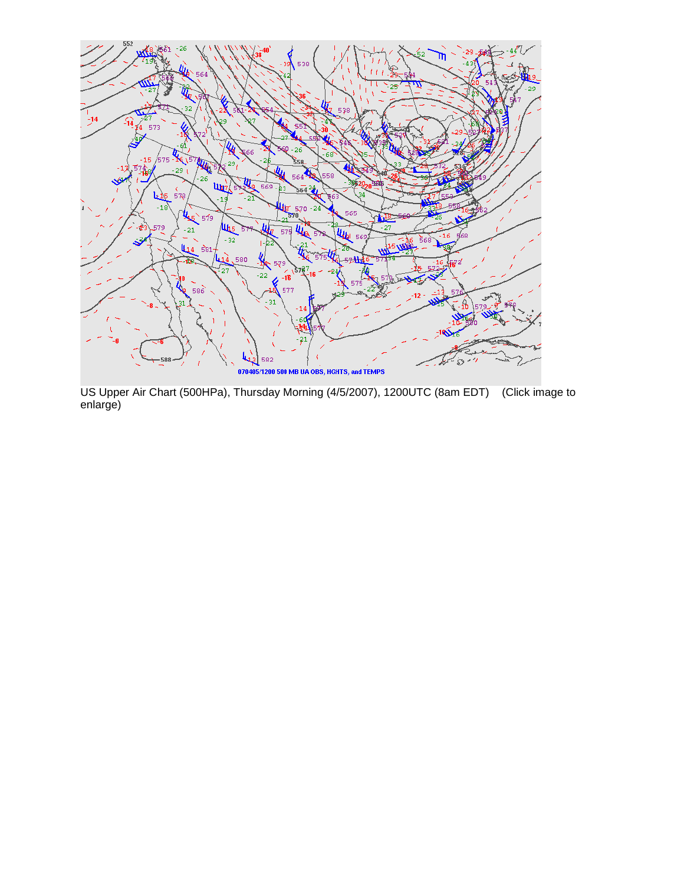070405/1200 500 MB UA OBS, HGHTS, and TEMPS

US Upper Air Chart (500HPa), Thursday Morning (4/5/2007), 1200UTC (8am EDT) (Click image to enlarge)